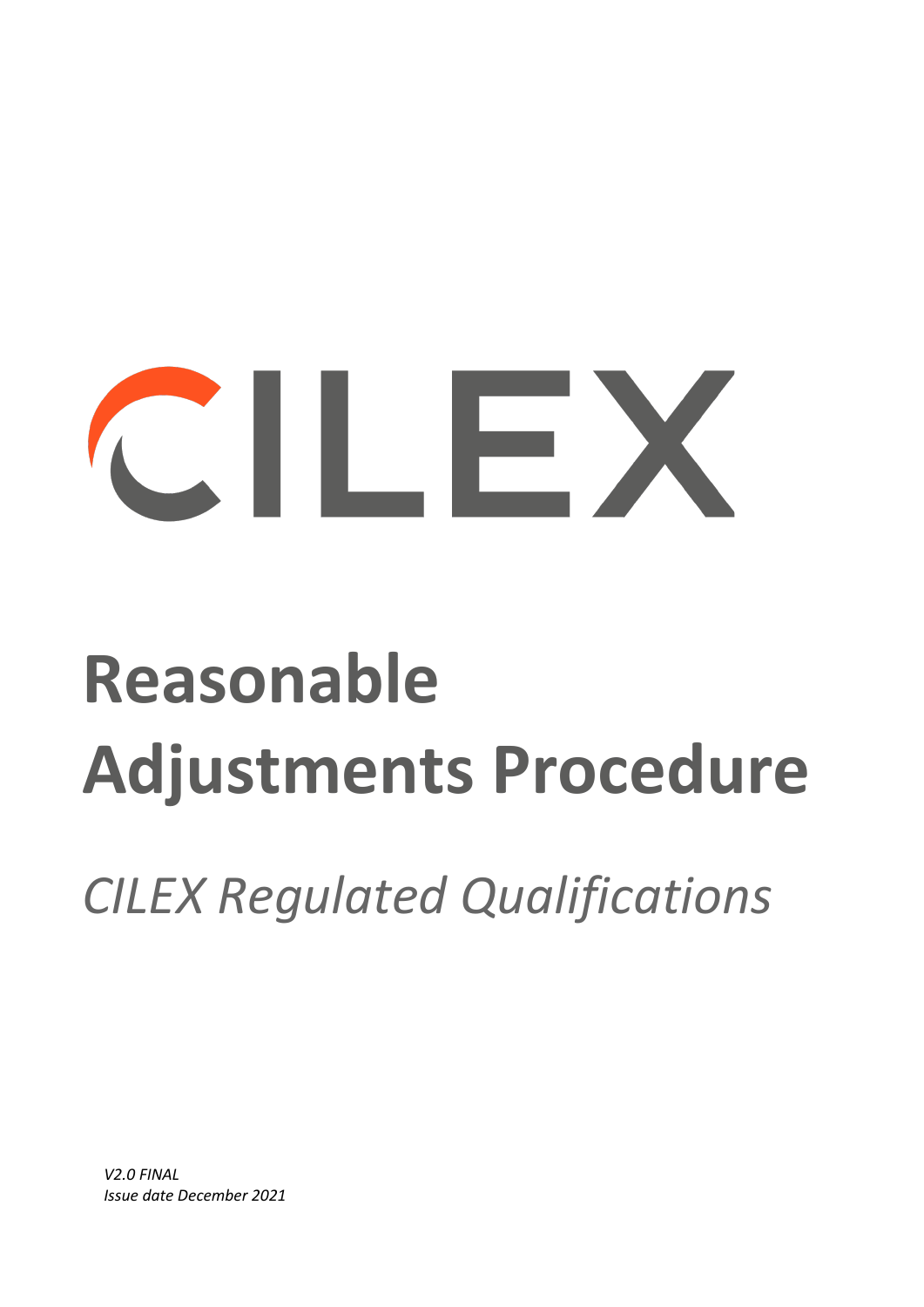CILEX

# Reasonable Adjustments Procedure

*CILEX Regulated Qualifications*

*V2.0 FINAL*
*Issue date December 2021*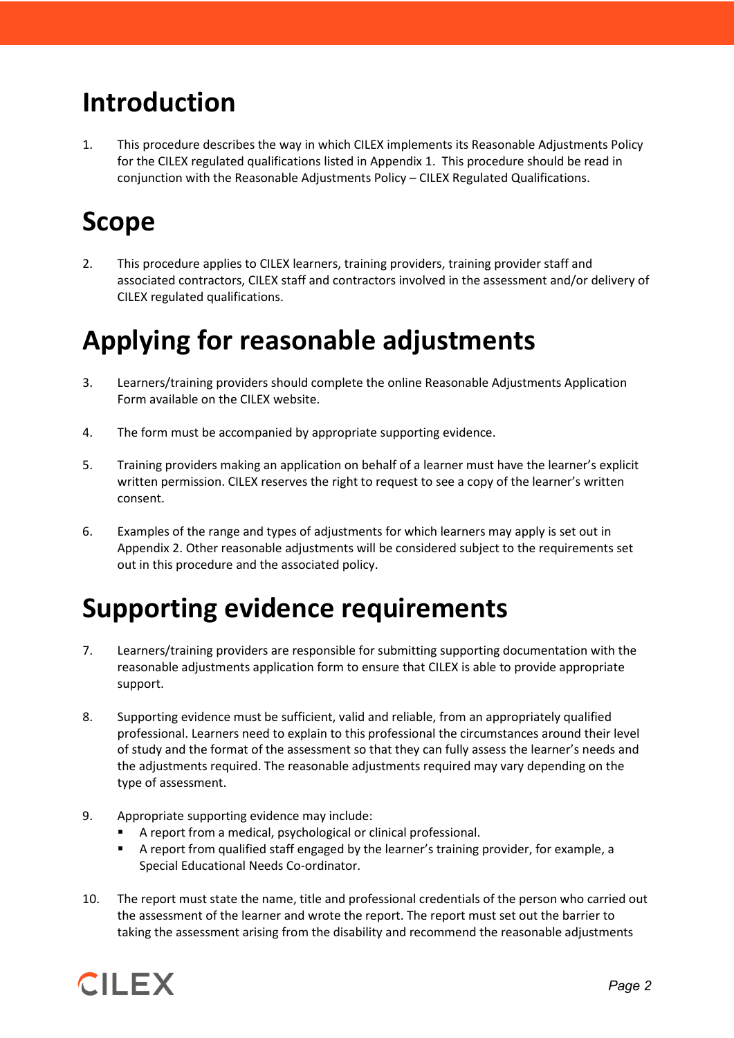# Introduction

1. This procedure describes the way in which CILEX implements its Reasonable Adjustments Policy for the CILEX regulated qualifications listed in Appendix 1. This procedure should be read in conjunction with the Reasonable Adjustments Policy – CILEX Regulated Qualifications.

# Scope

2. This procedure applies to CILEX learners, training providers, training provider staff and associated contractors, CILEX staff and contractors involved in the assessment and/or delivery of CILEX regulated qualifications.

# Applying for reasonable adjustments

3. Learners/training providers should complete the online Reasonable Adjustments Application Form available on the CILEX website.

4. The form must be accompanied by appropriate supporting evidence.

5. Training providers making an application on behalf of a learner must have the learner's explicit written permission. CILEX reserves the right to request to see a copy of the learner's written consent.

6. Examples of the range and types of adjustments for which learners may apply is set out in Appendix 2. Other reasonable adjustments will be considered subject to the requirements set out in this procedure and the associated policy.

# Supporting evidence requirements

7. Learners/training providers are responsible for submitting supporting documentation with the reasonable adjustments application form to ensure that CILEX is able to provide appropriate support.

8. Supporting evidence must be sufficient, valid and reliable, from an appropriately qualified professional. Learners need to explain to this professional the circumstances around their level of study and the format of the assessment so that they can fully assess the learner's needs and the adjustments required. The reasonable adjustments required may vary depending on the type of assessment.

9. Appropriate supporting evidence may include:
   - A report from a medical, psychological or clinical professional.
   - A report from qualified staff engaged by the learner's training provider, for example, a Special Educational Needs Co-ordinator.

10. The report must state the name, title and professional credentials of the person who carried out the assessment of the learner and wrote the report. The report must set out the barrier to taking the assessment arising from the disability and recommend the reasonable adjustments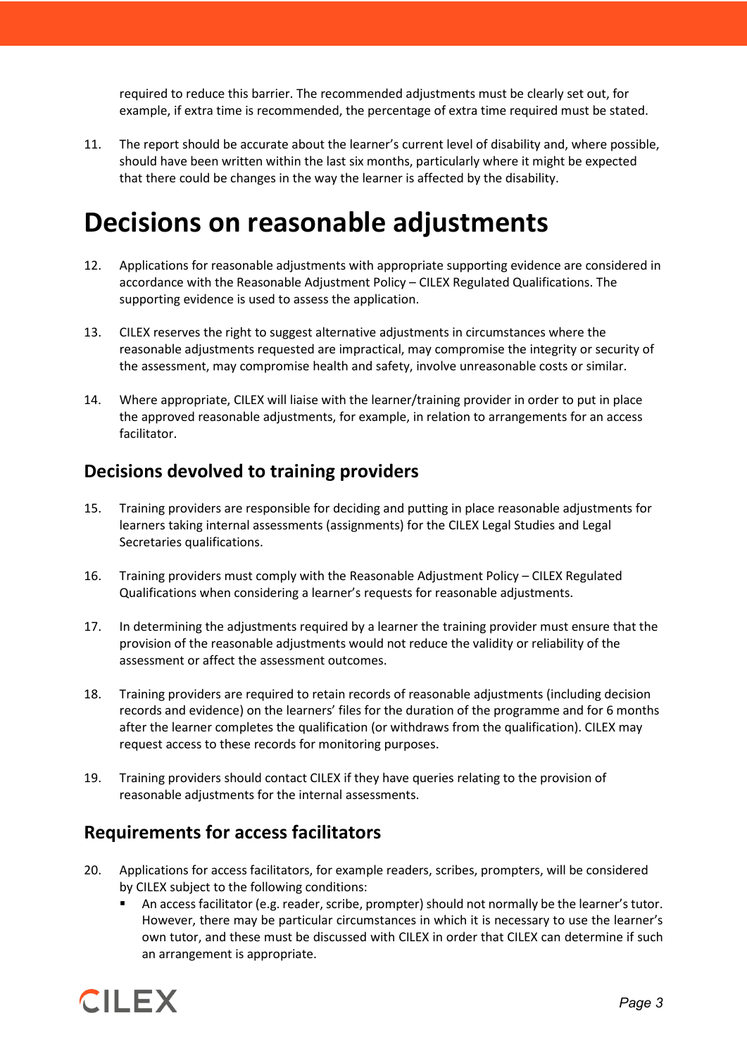required to reduce this barrier. The recommended adjustments must be clearly set out, for example, if extra time is recommended, the percentage of extra time required must be stated.

11. The report should be accurate about the learner's current level of disability and, where possible, should have been written within the last six months, particularly where it might be expected that there could be changes in the way the learner is affected by the disability.

# Decisions on reasonable adjustments

12. Applications for reasonable adjustments with appropriate supporting evidence are considered in accordance with the Reasonable Adjustment Policy – CILEX Regulated Qualifications. The supporting evidence is used to assess the application.

13. CILEX reserves the right to suggest alternative adjustments in circumstances where the reasonable adjustments requested are impractical, may compromise the integrity or security of the assessment, may compromise health and safety, involve unreasonable costs or similar.

14. Where appropriate, CILEX will liaise with the learner/training provider in order to put in place the approved reasonable adjustments, for example, in relation to arrangements for an access facilitator.

## Decisions devolved to training providers

15. Training providers are responsible for deciding and putting in place reasonable adjustments for learners taking internal assessments (assignments) for the CILEX Legal Studies and Legal Secretaries qualifications.

16. Training providers must comply with the Reasonable Adjustment Policy – CILEX Regulated Qualifications when considering a learner's requests for reasonable adjustments.

17. In determining the adjustments required by a learner the training provider must ensure that the provision of the reasonable adjustments would not reduce the validity or reliability of the assessment or affect the assessment outcomes.

18. Training providers are required to retain records of reasonable adjustments (including decision records and evidence) on the learners' files for the duration of the programme and for 6 months after the learner completes the qualification (or withdraws from the qualification). CILEX may request access to these records for monitoring purposes.

19. Training providers should contact CILEX if they have queries relating to the provision of reasonable adjustments for the internal assessments.

## Requirements for access facilitators

20. Applications for access facilitators, for example readers, scribes, prompters, will be considered by CILEX subject to the following conditions:
    - An access facilitator (e.g. reader, scribe, prompter) should not normally be the learner's tutor. However, there may be particular circumstances in which it is necessary to use the learner's own tutor, and these must be discussed with CILEX in order that CILEX can determine if such an arrangement is appropriate.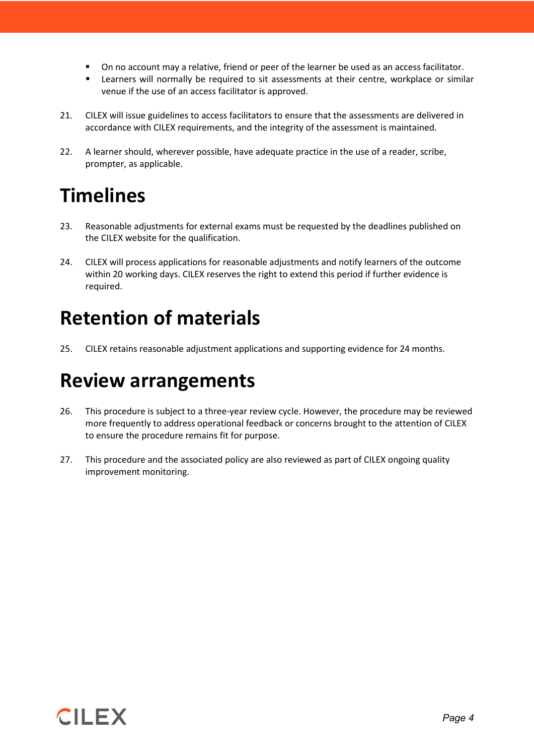- On no account may a relative, friend or peer of the learner be used as an access facilitator.
- Learners will normally be required to sit assessments at their centre, workplace or similar venue if the use of an access facilitator is approved.

21. CILEX will issue guidelines to access facilitators to ensure that the assessments are delivered in accordance with CILEX requirements, and the integrity of the assessment is maintained.

22. A learner should, wherever possible, have adequate practice in the use of a reader, scribe, prompter, as applicable.

# Timelines

23. Reasonable adjustments for external exams must be requested by the deadlines published on the CILEX website for the qualification.

24. CILEX will process applications for reasonable adjustments and notify learners of the outcome within 20 working days. CILEX reserves the right to extend this period if further evidence is required.

# Retention of materials

25. CILEX retains reasonable adjustment applications and supporting evidence for 24 months.

# Review arrangements

26. This procedure is subject to a three-year review cycle. However, the procedure may be reviewed more frequently to address operational feedback or concerns brought to the attention of CILEX to ensure the procedure remains fit for purpose.

27. This procedure and the associated policy are also reviewed as part of CILEX ongoing quality improvement monitoring.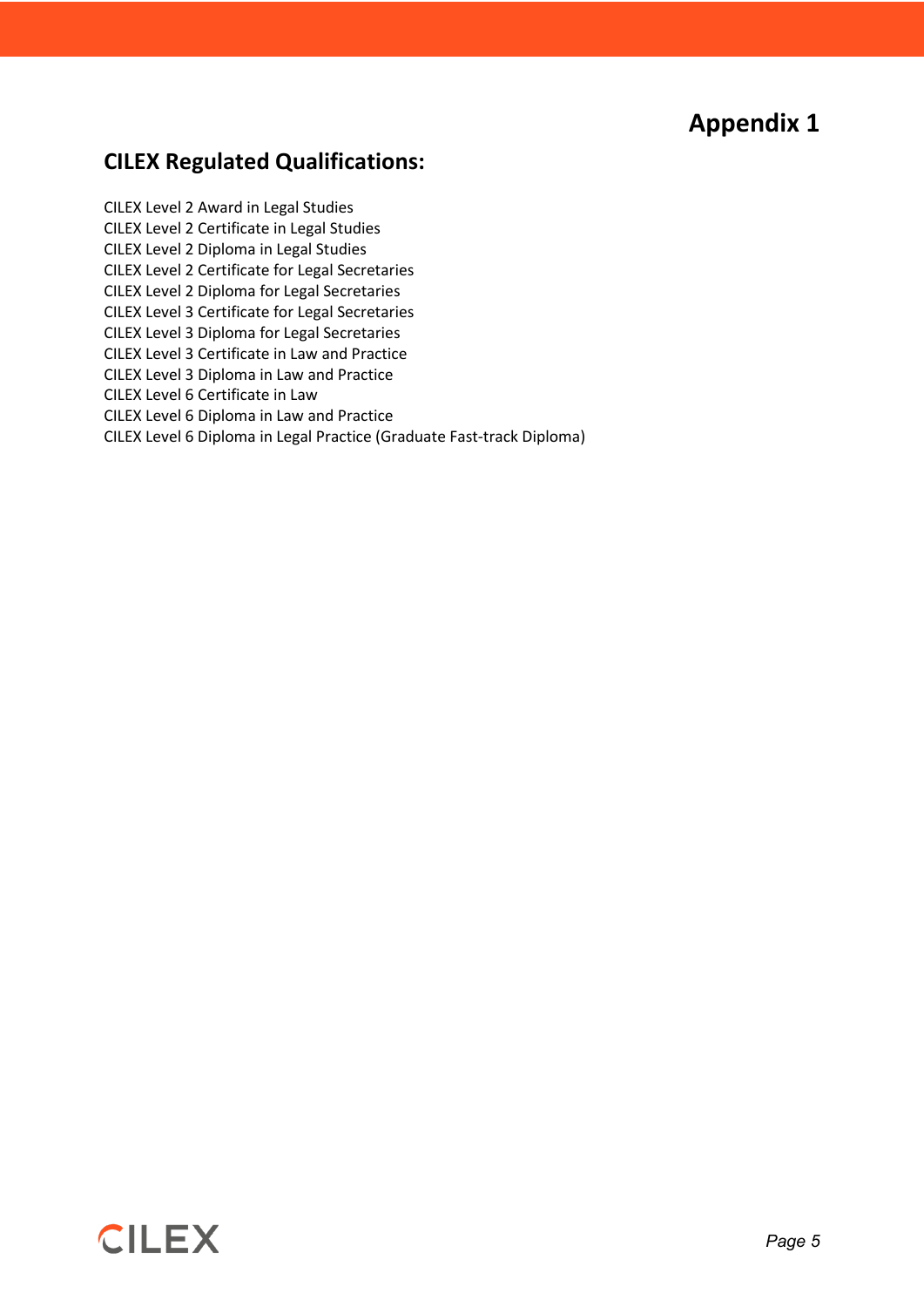# Appendix 1

## CILEX Regulated Qualifications:

CILEX Level 2 Award in Legal Studies
CILEX Level 2 Certificate in Legal Studies
CILEX Level 2 Diploma in Legal Studies
CILEX Level 2 Certificate for Legal Secretaries
CILEX Level 2 Diploma for Legal Secretaries
CILEX Level 3 Certificate for Legal Secretaries
CILEX Level 3 Diploma for Legal Secretaries
CILEX Level 3 Certificate in Law and Practice
CILEX Level 3 Diploma in Law and Practice
CILEX Level 6 Certificate in Law
CILEX Level 6 Diploma in Law and Practice
CILEX Level 6 Diploma in Legal Practice (Graduate Fast-track Diploma)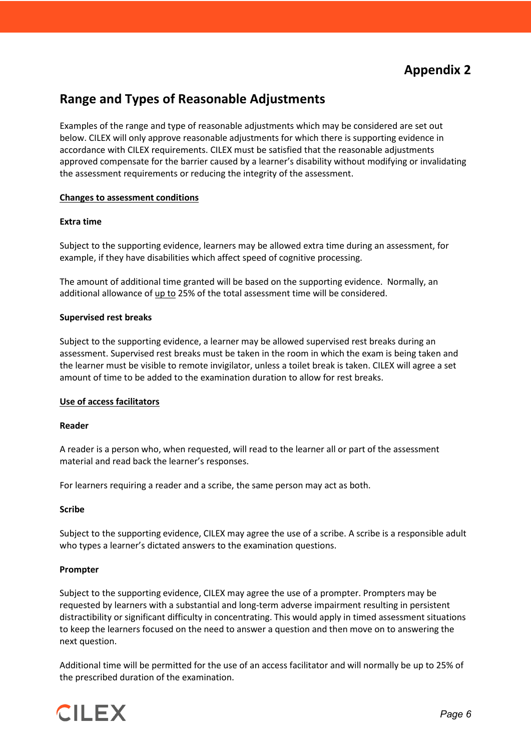# Appendix 2

## Range and Types of Reasonable Adjustments

Examples of the range and type of reasonable adjustments which may be considered are set out below. CILEX will only approve reasonable adjustments for which there is supporting evidence in accordance with CILEX requirements. CILEX must be satisfied that the reasonable adjustments approved compensate for the barrier caused by a learner's disability without modifying or invalidating the assessment requirements or reducing the integrity of the assessment.

**<u>Changes to assessment conditions</u>**

**Extra time**

Subject to the supporting evidence, learners may be allowed extra time during an assessment, for example, if they have disabilities which affect speed of cognitive processing.

The amount of additional time granted will be based on the supporting evidence. Normally, an additional allowance of <u>up to</u> 25% of the total assessment time will be considered.

**Supervised rest breaks**

Subject to the supporting evidence, a learner may be allowed supervised rest breaks during an assessment. Supervised rest breaks must be taken in the room in which the exam is being taken and the learner must be visible to remote invigilator, unless a toilet break is taken. CILEX will agree a set amount of time to be added to the examination duration to allow for rest breaks.

**<u>Use of access facilitators</u>**

**Reader**

A reader is a person who, when requested, will read to the learner all or part of the assessment material and read back the learner's responses.

For learners requiring a reader and a scribe, the same person may act as both.

**Scribe**

Subject to the supporting evidence, CILEX may agree the use of a scribe. A scribe is a responsible adult who types a learner's dictated answers to the examination questions.

**Prompter**

Subject to the supporting evidence, CILEX may agree the use of a prompter. Prompters may be requested by learners with a substantial and long-term adverse impairment resulting in persistent distractibility or significant difficulty in concentrating. This would apply in timed assessment situations to keep the learners focused on the need to answer a question and then move on to answering the next question.

Additional time will be permitted for the use of an access facilitator and will normally be up to 25% of the prescribed duration of the examination.